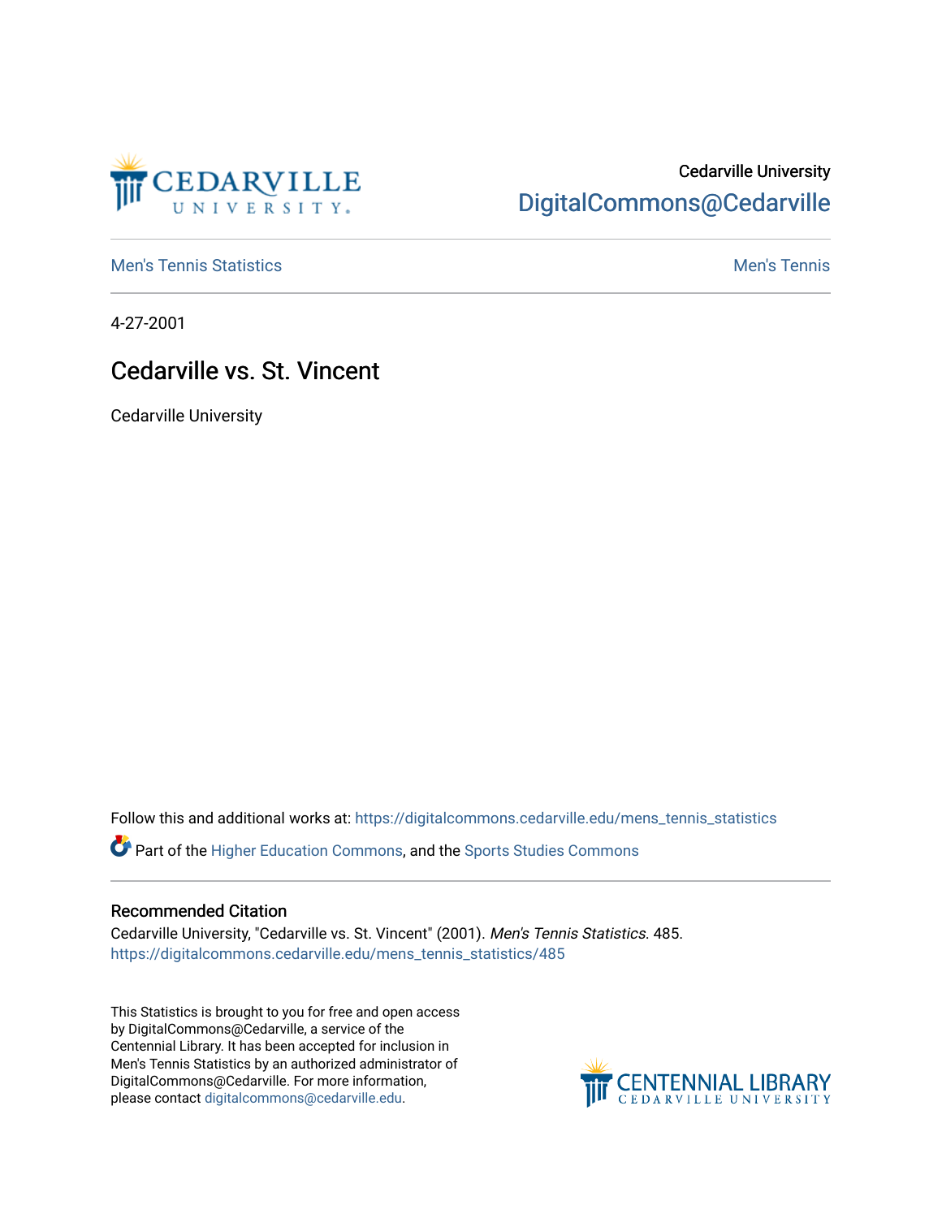Cedarville University
DigitalCommons@Cedarville

Men's Tennis Statistics

Men's Tennis

4-27-2001

# Cedarville vs. St. Vincent

Cedarville University

Follow this and additional works at: https://digitalcommons.cedarville.edu/mens_tennis_statistics

Part of the Higher Education Commons, and the Sports Studies Commons

## Recommended Citation

Cedarville University, "Cedarville vs. St. Vincent" (2001). *Men's Tennis Statistics*. 485.
https://digitalcommons.cedarville.edu/mens_tennis_statistics/485

This Statistics is brought to you for free and open access by DigitalCommons@Cedarville, a service of the Centennial Library. It has been accepted for inclusion in Men's Tennis Statistics by an authorized administrator of DigitalCommons@Cedarville. For more information, please contact digitalcommons@cedarville.edu.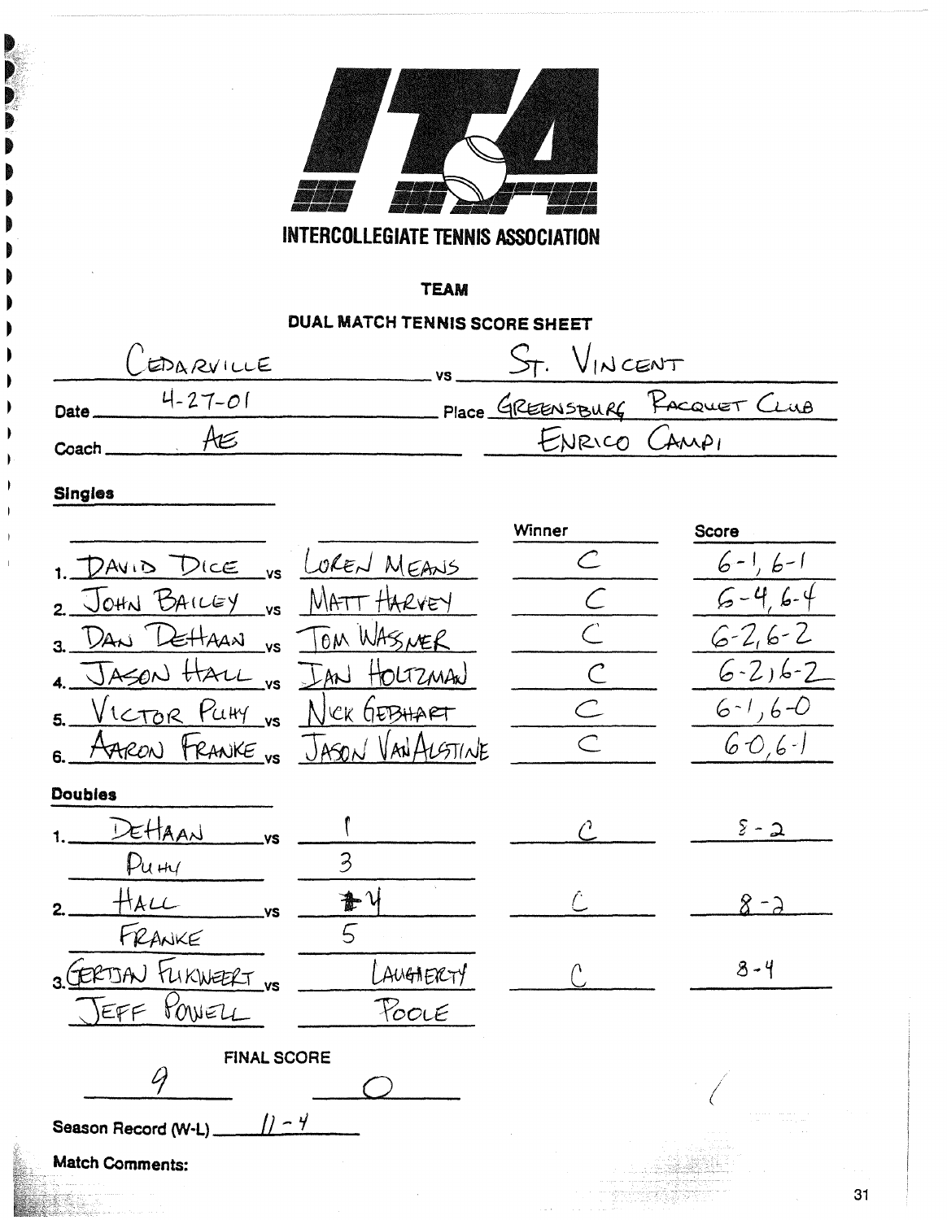# INTERCOLLEGIATE TENNIS ASSOCIATION

## TEAM

## DUAL MATCH TENNIS SCORE SHEET

CEDARVILLE vs ST. VINCENT

Date 4-27-01 Place GREENSBURG RACQUET CLUB

Coach AE ENRICO CAMPI

**Singles**

| | | | Winner | Score |
|---|---|---|---|---|
| 1. | DAVID DICE vs | LOREN MEANS | C | 6-1, 6-1 |
| 2. | JOHN BAILEY vs | MATT HARVEY | C | 6-4, 6-4 |
| 3. | DAN DEHAAN vs | TOM WASSNER | C | 6-2, 6-2 |
| 4. | JASON HALL vs | IAN HOLTZMAN | C | 6-2, 6-2 |
| 5. | VICTOR PUHY vs | NICK GEBHART | C | 6-1, 6-0 |
| 6. | AARON FRANKE vs | JASON VANALSTINE | C | 6-0, 6-1 |

**Doubles**

| | | | Winner | Score |
|---|---|---|---|---|
| 1. | DEHAAN / PUHY vs | 1 / 3 | C | 8-2 |
| 2. | HALL / FRANKE vs | 4 / 5 | C | 8-2 |
| 3. | GERTJAN FLIKWEERT / JEFF POWELL vs | LAUGHERTY / POOLE | C | 8-4 |

FINAL SCORE

9 0

Season Record (W-L) 11-4

Match Comments: